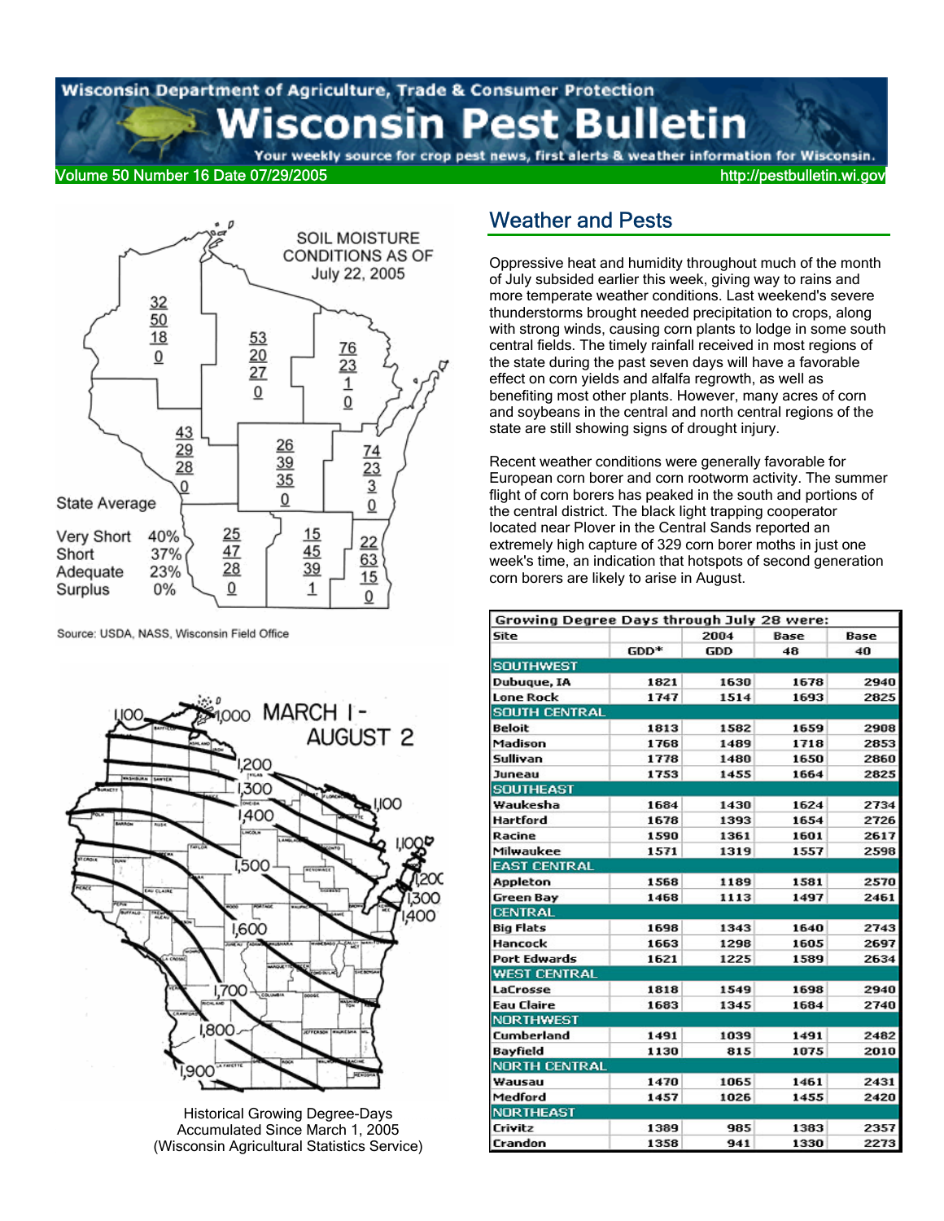# Wisconsin Pest Bulletin

Wisconsin Department of Agriculture, Trade & Consumer Protection

Your weekly source for crop pest news, first alerts & weather information for Wisconsin.

Volume 50 Number 16 Date 07/29/2005 http://pestbulletin.wi.gov

SOIL MOISTURE CONDITIONS AS OF July 22, 2005

State Average

| | |
|---|---|
| Very Short | 40% |
| Short | 37% |
| Adequate | 23% |
| Surplus | 0% |

Source: USDA, NASS, Wisconsin Field Office

Historical Growing Degree-Days Accumulated Since March 1, 2005 (Wisconsin Agricultural Statistics Service)

## Weather and Pests

Oppressive heat and humidity throughout much of the month of July subsided earlier this week, giving way to rains and more temperate weather conditions. Last weekend's severe thunderstorms brought needed precipitation to crops, along with strong winds, causing corn plants to lodge in some south central fields. The timely rainfall received in most regions of the state during the past seven days will have a favorable effect on corn yields and alfalfa regrowth, as well as benefiting most other plants. However, many acres of corn and soybeans in the central and north central regions of the state are still showing signs of drought injury.

Recent weather conditions were generally favorable for European corn borer and corn rootworm activity. The summer flight of corn borers has peaked in the south and portions of the central district. The black light trapping cooperator located near Plover in the Central Sands reported an extremely high capture of 329 corn borer moths in just one week's time, an indication that hotspots of second generation corn borers are likely to arise in August.

| Growing Degree Days through July 28 were: | | | | |
|---|---|---|---|---|
| Site | GDD* | 2004 GDD | Base 48 | Base 40 |
| **SOUTHWEST** | | | | |
| Dubuque, IA | 1821 | 1630 | 1678 | 2940 |
| Lone Rock | 1747 | 1514 | 1693 | 2825 |
| **SOUTH CENTRAL** | | | | |
| Beloit | 1813 | 1582 | 1659 | 2908 |
| Madison | 1768 | 1489 | 1718 | 2853 |
| Sullivan | 1778 | 1480 | 1650 | 2860 |
| Juneau | 1753 | 1455 | 1664 | 2825 |
| **SOUTHEAST** | | | | |
| Waukesha | 1684 | 1430 | 1624 | 2734 |
| Hartford | 1678 | 1393 | 1654 | 2726 |
| Racine | 1590 | 1361 | 1601 | 2617 |
| Milwaukee | 1571 | 1319 | 1557 | 2598 |
| **EAST CENTRAL** | | | | |
| Appleton | 1568 | 1189 | 1581 | 2570 |
| Green Bay | 1468 | 1113 | 1497 | 2461 |
| **CENTRAL** | | | | |
| Big Flats | 1698 | 1343 | 1640 | 2743 |
| Hancock | 1663 | 1298 | 1605 | 2697 |
| Port Edwards | 1621 | 1225 | 1589 | 2634 |
| **WEST CENTRAL** | | | | |
| LaCrosse | 1818 | 1549 | 1698 | 2940 |
| Eau Claire | 1683 | 1345 | 1684 | 2740 |
| **NORTHWEST** | | | | |
| Cumberland | 1491 | 1039 | 1491 | 2482 |
| Bayfield | 1130 | 815 | 1075 | 2010 |
| **NORTH CENTRAL** | | | | |
| Wausau | 1470 | 1065 | 1461 | 2431 |
| Medford | 1457 | 1026 | 1455 | 2420 |
| **NORTHEAST** | | | | |
| Crivitz | 1389 | 985 | 1383 | 2357 |
| Crandon | 1358 | 941 | 1330 | 2273 |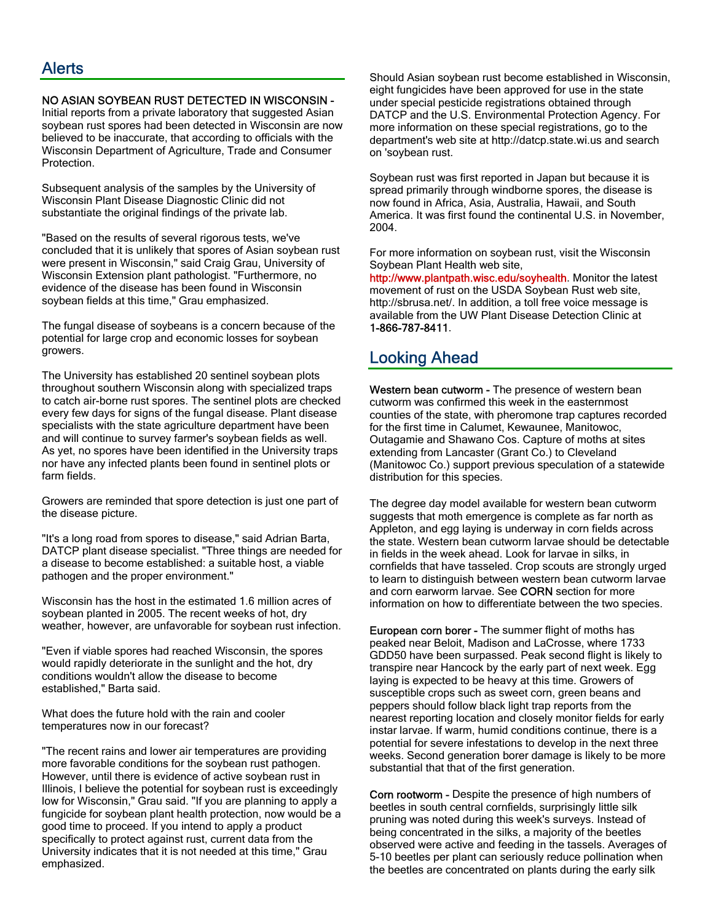## Alerts

**NO ASIAN SOYBEAN RUST DETECTED IN WISCONSIN -** Initial reports from a private laboratory that suggested Asian soybean rust spores had been detected in Wisconsin are now believed to be inaccurate, that according to officials with the Wisconsin Department of Agriculture, Trade and Consumer Protection.

Subsequent analysis of the samples by the University of Wisconsin Plant Disease Diagnostic Clinic did not substantiate the original findings of the private lab.

"Based on the results of several rigorous tests, we've concluded that it is unlikely that spores of Asian soybean rust were present in Wisconsin," said Craig Grau, University of Wisconsin Extension plant pathologist. "Furthermore, no evidence of the disease has been found in Wisconsin soybean fields at this time," Grau emphasized.

The fungal disease of soybeans is a concern because of the potential for large crop and economic losses for soybean growers.

The University has established 20 sentinel soybean plots throughout southern Wisconsin along with specialized traps to catch air-borne rust spores. The sentinel plots are checked every few days for signs of the fungal disease. Plant disease specialists with the state agriculture department have been and will continue to survey farmer's soybean fields as well. As yet, no spores have been identified in the University traps nor have any infected plants been found in sentinel plots or farm fields.

Growers are reminded that spore detection is just one part of the disease picture.

"It's a long road from spores to disease," said Adrian Barta, DATCP plant disease specialist. "Three things are needed for a disease to become established: a suitable host, a viable pathogen and the proper environment."

Wisconsin has the host in the estimated 1.6 million acres of soybean planted in 2005. The recent weeks of hot, dry weather, however, are unfavorable for soybean rust infection.

"Even if viable spores had reached Wisconsin, the spores would rapidly deteriorate in the sunlight and the hot, dry conditions wouldn't allow the disease to become established," Barta said.

What does the future hold with the rain and cooler temperatures now in our forecast?

"The recent rains and lower air temperatures are providing more favorable conditions for the soybean rust pathogen. However, until there is evidence of active soybean rust in Illinois, I believe the potential for soybean rust is exceedingly low for Wisconsin," Grau said. "If you are planning to apply a fungicide for soybean plant health protection, now would be a good time to proceed. If you intend to apply a product specifically to protect against rust, current data from the University indicates that it is not needed at this time," Grau emphasized.

Should Asian soybean rust become established in Wisconsin, eight fungicides have been approved for use in the state under special pesticide registrations obtained through DATCP and the U.S. Environmental Protection Agency. For more information on these special registrations, go to the department's web site at http://datcp.state.wi.us and search on 'soybean rust.

Soybean rust was first reported in Japan but because it is spread primarily through windborne spores, the disease is now found in Africa, Asia, Australia, Hawaii, and South America. It was first found the continental U.S. in November, 2004.

For more information on soybean rust, visit the Wisconsin Soybean Plant Health web site, http://www.plantpath.wisc.edu/soyhealth. Monitor the latest movement of rust on the USDA Soybean Rust web site, http://sbrusa.net/. In addition, a toll free voice message is available from the UW Plant Disease Detection Clinic at 1-866-787-8411.

## Looking Ahead

**Western bean cutworm -** The presence of western bean cutworm was confirmed this week in the easternmost counties of the state, with pheromone trap captures recorded for the first time in Calumet, Kewaunee, Manitowoc, Outagamie and Shawano Cos. Capture of moths at sites extending from Lancaster (Grant Co.) to Cleveland (Manitowoc Co.) support previous speculation of a statewide distribution for this species.

The degree day model available for western bean cutworm suggests that moth emergence is complete as far north as Appleton, and egg laying is underway in corn fields across the state. Western bean cutworm larvae should be detectable in fields in the week ahead. Look for larvae in silks, in cornfields that have tasseled. Crop scouts are strongly urged to learn to distinguish between western bean cutworm larvae and corn earworm larvae. See CORN section for more information on how to differentiate between the two species.

**European corn borer -** The summer flight of moths has peaked near Beloit, Madison and LaCrosse, where 1733 GDD50 have been surpassed. Peak second flight is likely to transpire near Hancock by the early part of next week. Egg laying is expected to be heavy at this time. Growers of susceptible crops such as sweet corn, green beans and peppers should follow black light trap reports from the nearest reporting location and closely monitor fields for early instar larvae. If warm, humid conditions continue, there is a potential for severe infestations to develop in the next three weeks. Second generation borer damage is likely to be more substantial that that of the first generation.

**Corn rootworm -** Despite the presence of high numbers of beetles in south central cornfields, surprisingly little silk pruning was noted during this week's surveys. Instead of being concentrated in the silks, a majority of the beetles observed were active and feeding in the tassels. Averages of 5-10 beetles per plant can seriously reduce pollination when the beetles are concentrated on plants during the early silk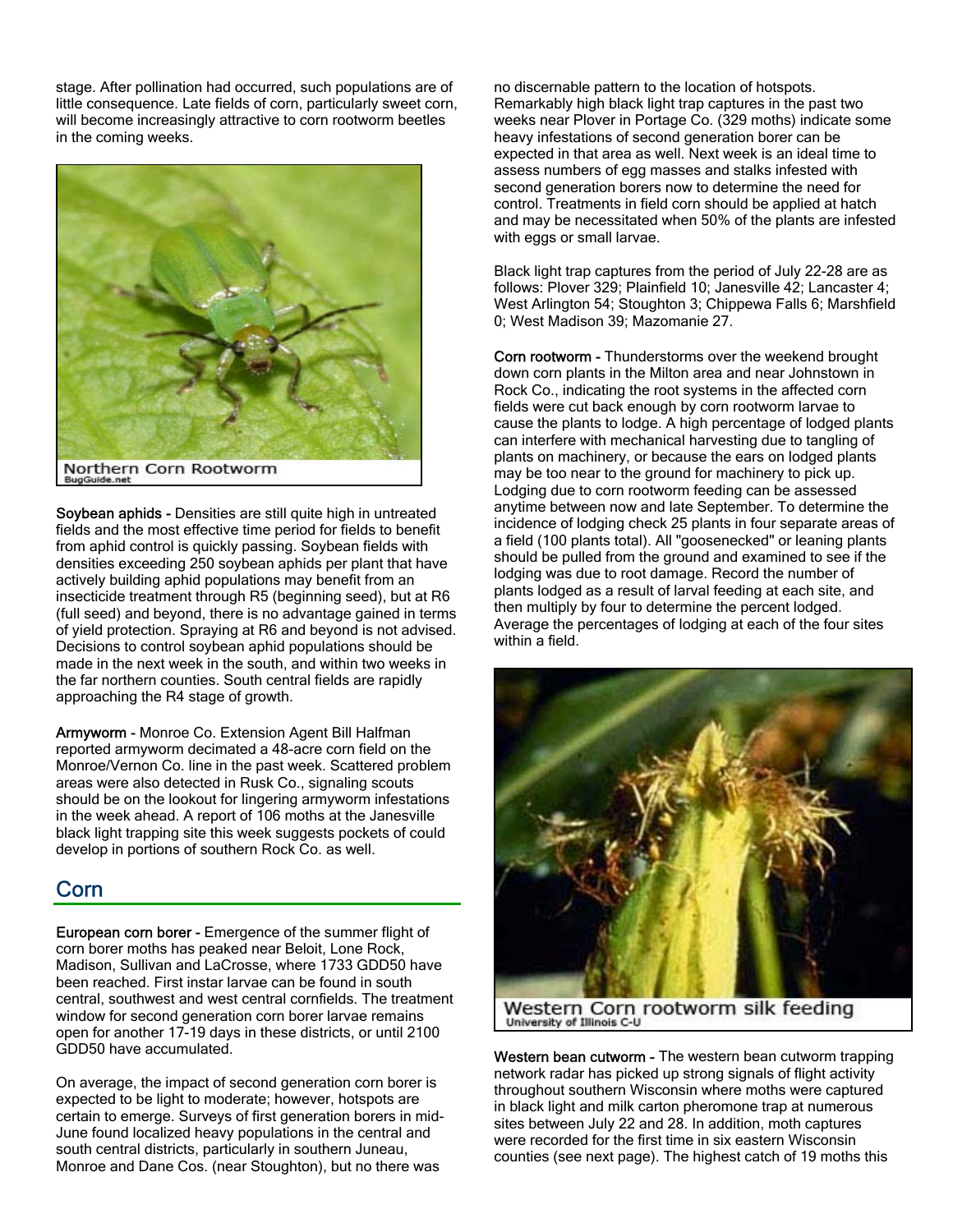stage. After pollination had occurred, such populations are of little consequence. Late fields of corn, particularly sweet corn, will become increasingly attractive to corn rootworm beetles in the coming weeks.

Northern Corn Rootworm
BugGuide.net

**Soybean aphids -** Densities are still quite high in untreated fields and the most effective time period for fields to benefit from aphid control is quickly passing. Soybean fields with densities exceeding 250 soybean aphids per plant that have actively building aphid populations may benefit from an insecticide treatment through R5 (beginning seed), but at R6 (full seed) and beyond, there is no advantage gained in terms of yield protection. Spraying at R6 and beyond is not advised. Decisions to control soybean aphid populations should be made in the next week in the south, and within two weeks in the far northern counties. South central fields are rapidly approaching the R4 stage of growth.

**Armyworm -** Monroe Co. Extension Agent Bill Halfman reported armyworm decimated a 48-acre corn field on the Monroe/Vernon Co. line in the past week. Scattered problem areas were also detected in Rusk Co., signaling scouts should be on the lookout for lingering armyworm infestations in the week ahead. A report of 106 moths at the Janesville black light trapping site this week suggests pockets of could develop in portions of southern Rock Co. as well.

## Corn

**European corn borer -** Emergence of the summer flight of corn borer moths has peaked near Beloit, Lone Rock, Madison, Sullivan and LaCrosse, where 1733 GDD50 have been reached. First instar larvae can be found in south central, southwest and west central cornfields. The treatment window for second generation corn borer larvae remains open for another 17-19 days in these districts, or until 2100 GDD50 have accumulated.

On average, the impact of second generation corn borer is expected to be light to moderate; however, hotspots are certain to emerge. Surveys of first generation borers in mid-June found localized heavy populations in the central and south central districts, particularly in southern Juneau, Monroe and Dane Cos. (near Stoughton), but no there was no discernable pattern to the location of hotspots. Remarkably high black light trap captures in the past two weeks near Plover in Portage Co. (329 moths) indicate some heavy infestations of second generation borer can be expected in that area as well. Next week is an ideal time to assess numbers of egg masses and stalks infested with second generation borers now to determine the need for control. Treatments in field corn should be applied at hatch and may be necessitated when 50% of the plants are infested with eggs or small larvae.

Black light trap captures from the period of July 22-28 are as follows: Plover 329; Plainfield 10; Janesville 42; Lancaster 4; West Arlington 54; Stoughton 3; Chippewa Falls 6; Marshfield 0; West Madison 39; Mazomanie 27.

**Corn rootworm -** Thunderstorms over the weekend brought down corn plants in the Milton area and near Johnstown in Rock Co., indicating the root systems in the affected corn fields were cut back enough by corn rootworm larvae to cause the plants to lodge. A high percentage of lodged plants can interfere with mechanical harvesting due to tangling of plants on machinery, or because the ears on lodged plants may be too near to the ground for machinery to pick up. Lodging due to corn rootworm feeding can be assessed anytime between now and late September. To determine the incidence of lodging check 25 plants in four separate areas of a field (100 plants total). All "goosenecked" or leaning plants should be pulled from the ground and examined to see if the lodging was due to root damage. Record the number of plants lodged as a result of larval feeding at each site, and then multiply by four to determine the percent lodged. Average the percentages of lodging at each of the four sites within a field.

Western Corn rootworm silk feeding
University of Illinois C-U

**Western bean cutworm -** The western bean cutworm trapping network radar has picked up strong signals of flight activity throughout southern Wisconsin where moths were captured in black light and milk carton pheromone trap at numerous sites between July 22 and 28. In addition, moth captures were recorded for the first time in six eastern Wisconsin counties (see next page). The highest catch of 19 moths this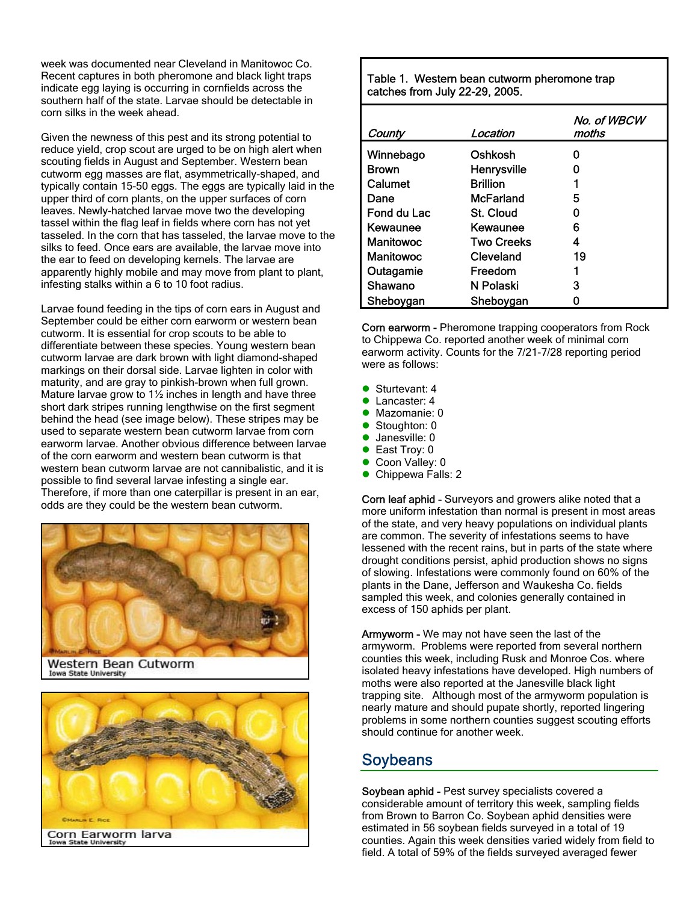week was documented near Cleveland in Manitowoc Co. Recent captures in both pheromone and black light traps indicate egg laying is occurring in cornfields across the southern half of the state. Larvae should be detectable in corn silks in the week ahead.

Given the newness of this pest and its strong potential to reduce yield, crop scout are urged to be on high alert when scouting fields in August and September. Western bean cutworm egg masses are flat, asymmetrically-shaped, and typically contain 15-50 eggs. The eggs are typically laid in the upper third of corn plants, on the upper surfaces of corn leaves. Newly-hatched larvae move two the developing tassel within the flag leaf in fields where corn has not yet tasseled. In the corn that has tasseled, the larvae move to the silks to feed. Once ears are available, the larvae move into the ear to feed on developing kernels. The larvae are apparently highly mobile and may move from plant to plant, infesting stalks within a 6 to 10 foot radius.

Larvae found feeding in the tips of corn ears in August and September could be either corn earworm or western bean cutworm. It is essential for crop scouts to be able to differentiate between these species. Young western bean cutworm larvae are dark brown with light diamond-shaped markings on their dorsal side. Larvae lighten in color with maturity, and are gray to pinkish-brown when full grown. Mature larvae grow to 1½ inches in length and have three short dark stripes running lengthwise on the first segment behind the head (see image below). These stripes may be used to separate western bean cutworm larvae from corn earworm larvae. Another obvious difference between larvae of the corn earworm and western bean cutworm is that western bean cutworm larvae are not cannibalistic, and it is possible to find several larvae infesting a single ear. Therefore, if more than one caterpillar is present in an ear, odds are they could be the western bean cutworm.

Western Bean Cutworm
Iowa State University

Corn Earworm larva
Iowa State University

Table 1. Western bean cutworm pheromone trap catches from July 22-29, 2005.

| *County* | *Location* | *No. of WBCW moths* |
|---|---|---|
| Winnebago | Oshkosh | 0 |
| Brown | Henrysville | 0 |
| Calumet | Brillion | 1 |
| Dane | McFarland | 5 |
| Fond du Lac | St. Cloud | 0 |
| Kewaunee | Kewaunee | 6 |
| Manitowoc | Two Creeks | 4 |
| Manitowoc | Cleveland | 19 |
| Outagamie | Freedom | 1 |
| Shawano | N Polaski | 3 |
| Sheboygan | Sheboygan | 0 |

**Corn earworm -** Pheromone trapping cooperators from Rock to Chippewa Co. reported another week of minimal corn earworm activity. Counts for the 7/21-7/28 reporting period were as follows:

- Sturtevant: 4
- Lancaster: 4
- Mazomanie: 0
- Stoughton: 0
- Janesville: 0
- East Troy: 0
- Coon Valley: 0
- Chippewa Falls: 2

**Corn leaf aphid -** Surveyors and growers alike noted that a more uniform infestation than normal is present in most areas of the state, and very heavy populations on individual plants are common. The severity of infestations seems to have lessened with the recent rains, but in parts of the state where drought conditions persist, aphid production shows no signs of slowing. Infestations were commonly found on 60% of the plants in the Dane, Jefferson and Waukesha Co. fields sampled this week, and colonies generally contained in excess of 150 aphids per plant.

**Armyworm -** We may not have seen the last of the armyworm. Problems were reported from several northern counties this week, including Rusk and Monroe Cos. where isolated heavy infestations have developed. High numbers of moths were also reported at the Janesville black light trapping site. Although most of the armyworm population is nearly mature and should pupate shortly, reported lingering problems in some northern counties suggest scouting efforts should continue for another week.

## Soybeans

**Soybean aphid -** Pest survey specialists covered a considerable amount of territory this week, sampling fields from Brown to Barron Co. Soybean aphid densities were estimated in 56 soybean fields surveyed in a total of 19 counties. Again this week densities varied widely from field to field. A total of 59% of the fields surveyed averaged fewer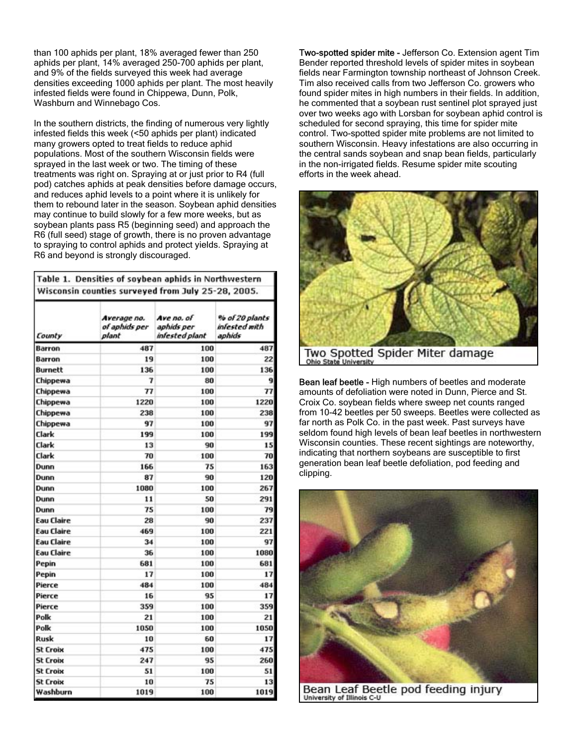than 100 aphids per plant, 18% averaged fewer than 250 aphids per plant, 14% averaged 250-700 aphids per plant, and 9% of the fields surveyed this week had average densities exceeding 1000 aphids per plant. The most heavily infested fields were found in Chippewa, Dunn, Polk, Washburn and Winnebago Cos.

In the southern districts, the finding of numerous very lightly infested fields this week (<50 aphids per plant) indicated many growers opted to treat fields to reduce aphid populations. Most of the southern Wisconsin fields were sprayed in the last week or two. The timing of these treatments was right on. Spraying at or just prior to R4 (full pod) catches aphids at peak densities before damage occurs, and reduces aphid levels to a point where it is unlikely for them to rebound later in the season. Soybean aphid densities may continue to build slowly for a few more weeks, but as soybean plants pass R5 (beginning seed) and approach the R6 (full seed) stage of growth, there is no proven advantage to spraying to control aphids and protect yields. Spraying at R6 and beyond is strongly discouraged.

**Table 1. Densities of soybean aphids in Northwestern Wisconsin counties surveyed from July 25-28, 2005.**

| County | Average no. of aphids per plant | Ave no. of aphids per infested plant | % of 20 plants infested with aphids |
|---|---|---|---|
| Barron | 487 | 100 | 487 |
| Barron | 19 | 100 | 22 |
| Burnett | 136 | 100 | 136 |
| Chippewa | 7 | 80 | 9 |
| Chippewa | 77 | 100 | 77 |
| Chippewa | 1220 | 100 | 1220 |
| Chippewa | 238 | 100 | 238 |
| Chippewa | 97 | 100 | 97 |
| Clark | 199 | 100 | 199 |
| Clark | 13 | 90 | 15 |
| Clark | 70 | 100 | 70 |
| Dunn | 166 | 75 | 163 |
| Dunn | 87 | 90 | 120 |
| Dunn | 1080 | 100 | 267 |
| Dunn | 11 | 50 | 291 |
| Dunn | 75 | 100 | 79 |
| Eau Claire | 28 | 90 | 237 |
| Eau Claire | 469 | 100 | 221 |
| Eau Claire | 34 | 100 | 97 |
| Eau Claire | 36 | 100 | 1080 |
| Pepin | 681 | 100 | 681 |
| Pepin | 17 | 100 | 17 |
| Pierce | 484 | 100 | 484 |
| Pierce | 16 | 95 | 17 |
| Pierce | 359 | 100 | 359 |
| Polk | 21 | 100 | 21 |
| Polk | 1050 | 100 | 1050 |
| Rusk | 10 | 60 | 17 |
| St Croix | 475 | 100 | 475 |
| St Croix | 247 | 95 | 260 |
| St Croix | 51 | 100 | 51 |
| St Croix | 10 | 75 | 13 |
| Washburn | 1019 | 100 | 1019 |

**Two-spotted spider mite -** Jefferson Co. Extension agent Tim Bender reported threshold levels of spider mites in soybean fields near Farmington township northeast of Johnson Creek. Tim also received calls from two Jefferson Co. growers who found spider mites in high numbers in their fields. In addition, he commented that a soybean rust sentinel plot sprayed just over two weeks ago with Lorsban for soybean aphid control is scheduled for second spraying, this time for spider mite control. Two-spotted spider mite problems are not limited to southern Wisconsin. Heavy infestations are also occurring in the central sands soybean and snap bean fields, particularly in the non-irrigated fields. Resume spider mite scouting efforts in the week ahead.

Two Spotted Spider Miter damage
Ohio State University

**Bean leaf beetle -** High numbers of beetles and moderate amounts of defoliation were noted in Dunn, Pierce and St. Croix Co. soybean fields where sweep net counts ranged from 10-42 beetles per 50 sweeps. Beetles were collected as far north as Polk Co. in the past week. Past surveys have seldom found high levels of bean leaf beetles in northwestern Wisconsin counties. These recent sightings are noteworthy, indicating that northern soybeans are susceptible to first generation bean leaf beetle defoliation, pod feeding and clipping.

Bean Leaf Beetle pod feeding injury
University of Illinois C-U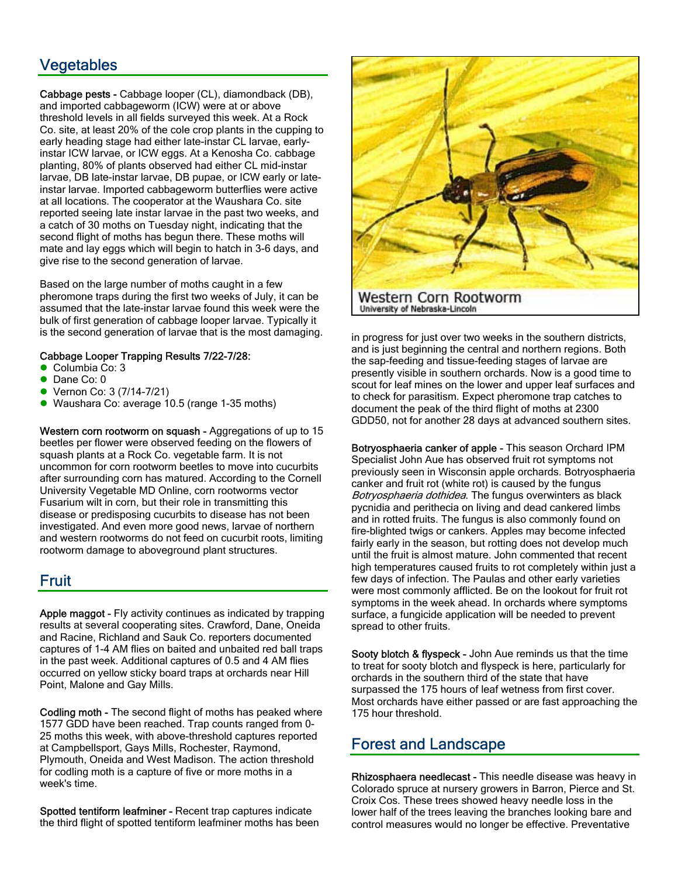## Vegetables

**Cabbage pests -** Cabbage looper (CL), diamondback (DB), and imported cabbageworm (ICW) were at or above threshold levels in all fields surveyed this week. At a Rock Co. site, at least 20% of the cole crop plants in the cupping to early heading stage had either late-instar CL larvae, early-instar ICW larvae, or ICW eggs. At a Kenosha Co. cabbage planting, 80% of plants observed had either CL mid-instar larvae, DB late-instar larvae, DB pupae, or ICW early or late-instar larvae. Imported cabbageworm butterflies were active at all locations. The cooperator at the Waushara Co. site reported seeing late instar larvae in the past two weeks, and a catch of 30 moths on Tuesday night, indicating that the second flight of moths has begun there. These moths will mate and lay eggs which will begin to hatch in 3-6 days, and give rise to the second generation of larvae.

Based on the large number of moths caught in a few pheromone traps during the first two weeks of July, it can be assumed that the late-instar larvae found this week were the bulk of first generation of cabbage looper larvae. Typically it is the second generation of larvae that is the most damaging.

**Cabbage Looper Trapping Results 7/22-7/28:**

- Columbia Co: 3
- Dane Co: 0
- Vernon Co: 3 (7/14-7/21)
- Waushara Co: average 10.5 (range 1-35 moths)

**Western corn rootworm on squash -** Aggregations of up to 15 beetles per flower were observed feeding on the flowers of squash plants at a Rock Co. vegetable farm. It is not uncommon for corn rootworm beetles to move into cucurbits after surrounding corn has matured. According to the Cornell University Vegetable MD Online, corn rootworms vector Fusarium wilt in corn, but their role in transmitting this disease or predisposing cucurbits to disease has not been investigated. And even more good news, larvae of northern and western rootworms do not feed on cucurbit roots, limiting rootworm damage to aboveground plant structures.

## Fruit

**Apple maggot -** Fly activity continues as indicated by trapping results at several cooperating sites. Crawford, Dane, Oneida and Racine, Richland and Sauk Co. reporters documented captures of 1-4 AM flies on baited and unbaited red ball traps in the past week. Additional captures of 0.5 and 4 AM flies occurred on yellow sticky board traps at orchards near Hill Point, Malone and Gay Mills.

**Codling moth -** The second flight of moths has peaked where 1577 GDD have been reached. Trap counts ranged from 0-25 moths this week, with above-threshold captures reported at Campbellsport, Gays Mills, Rochester, Raymond, Plymouth, Oneida and West Madison. The action threshold for codling moth is a capture of five or more moths in a week's time.

**Spotted tentiform leafminer -** Recent trap captures indicate the third flight of spotted tentiform leafminer moths has been in progress for just over two weeks in the southern districts, and is just beginning the central and northern regions. Both the sap-feeding and tissue-feeding stages of larvae are presently visible in southern orchards. Now is a good time to scout for leaf mines on the lower and upper leaf surfaces and to check for parasitism. Expect pheromone trap catches to document the peak of the third flight of moths at 2300 GDD50, not for another 28 days at advanced southern sites.

Western Corn Rootworm
University of Nebraska-Lincoln

**Botryosphaeria canker of apple -** This season Orchard IPM Specialist John Aue has observed fruit rot symptoms not previously seen in Wisconsin apple orchards. Botryosphaeria canker and fruit rot (white rot) is caused by the fungus *Botryosphaeria dothidea*. The fungus overwinters as black pycnidia and perithecia on living and dead cankered limbs and in rotted fruits. The fungus is also commonly found on fire-blighted twigs or cankers. Apples may become infected fairly early in the season, but rotting does not develop much until the fruit is almost mature. John commented that recent high temperatures caused fruits to rot completely within just a few days of infection. The Paulas and other early varieties were most commonly afflicted. Be on the lookout for fruit rot symptoms in the week ahead. In orchards where symptoms surface, a fungicide application will be needed to prevent spread to other fruits.

**Sooty blotch & flyspeck -** John Aue reminds us that the time to treat for sooty blotch and flyspeck is here, particularly for orchards in the southern third of the state that have surpassed the 175 hours of leaf wetness from first cover. Most orchards have either passed or are fast approaching the 175 hour threshold.

## Forest and Landscape

**Rhizosphaera needlecast -** This needle disease was heavy in Colorado spruce at nursery growers in Barron, Pierce and St. Croix Cos. These trees showed heavy needle loss in the lower half of the trees leaving the branches looking bare and control measures would no longer be effective. Preventative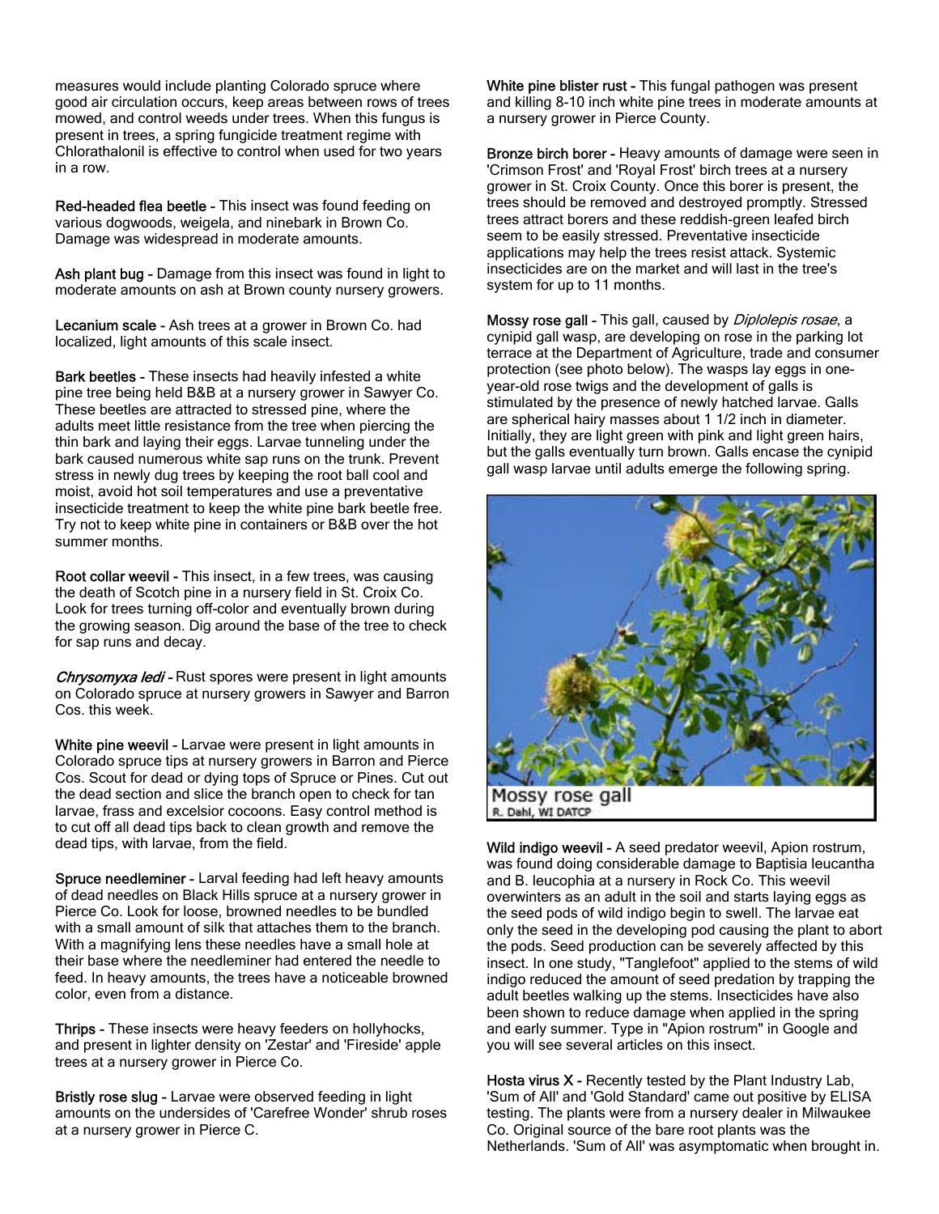measures would include planting Colorado spruce where good air circulation occurs, keep areas between rows of trees mowed, and control weeds under trees. When this fungus is present in trees, a spring fungicide treatment regime with Chlorathalonil is effective to control when used for two years in a row.

**Red-headed flea beetle -** This insect was found feeding on various dogwoods, weigela, and ninebark in Brown Co. Damage was widespread in moderate amounts.

**Ash plant bug -** Damage from this insect was found in light to moderate amounts on ash at Brown county nursery growers.

**Lecanium scale -** Ash trees at a grower in Brown Co. had localized, light amounts of this scale insect.

**Bark beetles -** These insects had heavily infested a white pine tree being held B&B at a nursery grower in Sawyer Co. These beetles are attracted to stressed pine, where the adults meet little resistance from the tree when piercing the thin bark and laying their eggs. Larvae tunneling under the bark caused numerous white sap runs on the trunk. Prevent stress in newly dug trees by keeping the root ball cool and moist, avoid hot soil temperatures and use a preventative insecticide treatment to keep the white pine bark beetle free. Try not to keep white pine in containers or B&B over the hot summer months.

**Root collar weevil -** This insect, in a few trees, was causing the death of Scotch pine in a nursery field in St. Croix Co. Look for trees turning off-color and eventually brown during the growing season. Dig around the base of the tree to check for sap runs and decay.

***Chrysomyxa ledi* -** Rust spores were present in light amounts on Colorado spruce at nursery growers in Sawyer and Barron Cos. this week.

**White pine weevil -** Larvae were present in light amounts in Colorado spruce tips at nursery growers in Barron and Pierce Cos. Scout for dead or dying tops of Spruce or Pines. Cut out the dead section and slice the branch open to check for tan larvae, frass and excelsior cocoons. Easy control method is to cut off all dead tips back to clean growth and remove the dead tips, with larvae, from the field.

**Spruce needleminer -** Larval feeding had left heavy amounts of dead needles on Black Hills spruce at a nursery grower in Pierce Co. Look for loose, browned needles to be bundled with a small amount of silk that attaches them to the branch. With a magnifying lens these needles have a small hole at their base where the needleminer had entered the needle to feed. In heavy amounts, the trees have a noticeable browned color, even from a distance.

**Thrips -** These insects were heavy feeders on hollyhocks, and present in lighter density on 'Zestar' and 'Fireside' apple trees at a nursery grower in Pierce Co.

**Bristly rose slug -** Larvae were observed feeding in light amounts on the undersides of 'Carefree Wonder' shrub roses at a nursery grower in Pierce C.

**White pine blister rust -** This fungal pathogen was present and killing 8-10 inch white pine trees in moderate amounts at a nursery grower in Pierce County.

**Bronze birch borer -** Heavy amounts of damage were seen in 'Crimson Frost' and 'Royal Frost' birch trees at a nursery grower in St. Croix County. Once this borer is present, the trees should be removed and destroyed promptly. Stressed trees attract borers and these reddish-green leafed birch seem to be easily stressed. Preventative insecticide applications may help the trees resist attack. Systemic insecticides are on the market and will last in the tree's system for up to 11 months.

**Mossy rose gall -** This gall, caused by *Diplolepis rosae*, a cynipid gall wasp, are developing on rose in the parking lot terrace at the Department of Agriculture, trade and consumer protection (see photo below). The wasps lay eggs in one-year-old rose twigs and the development of galls is stimulated by the presence of newly hatched larvae. Galls are spherical hairy masses about 1 1/2 inch in diameter. Initially, they are light green with pink and light green hairs, but the galls eventually turn brown. Galls encase the cynipid gall wasp larvae until adults emerge the following spring.

Mossy rose gall
R. Dahl, WI DATCP

**Wild indigo weevil -** A seed predator weevil, Apion rostrum, was found doing considerable damage to Baptisia leucantha and B. leucophia at a nursery in Rock Co. This weevil overwinters as an adult in the soil and starts laying eggs as the seed pods of wild indigo begin to swell. The larvae eat only the seed in the developing pod causing the plant to abort the pods. Seed production can be severely affected by this insect. In one study, "Tanglefoot" applied to the stems of wild indigo reduced the amount of seed predation by trapping the adult beetles walking up the stems. Insecticides have also been shown to reduce damage when applied in the spring and early summer. Type in "Apion rostrum" in Google and you will see several articles on this insect.

**Hosta virus X -** Recently tested by the Plant Industry Lab, 'Sum of All' and 'Gold Standard' came out positive by ELISA testing. The plants were from a nursery dealer in Milwaukee Co. Original source of the bare root plants was the Netherlands. 'Sum of All' was asymptomatic when brought in.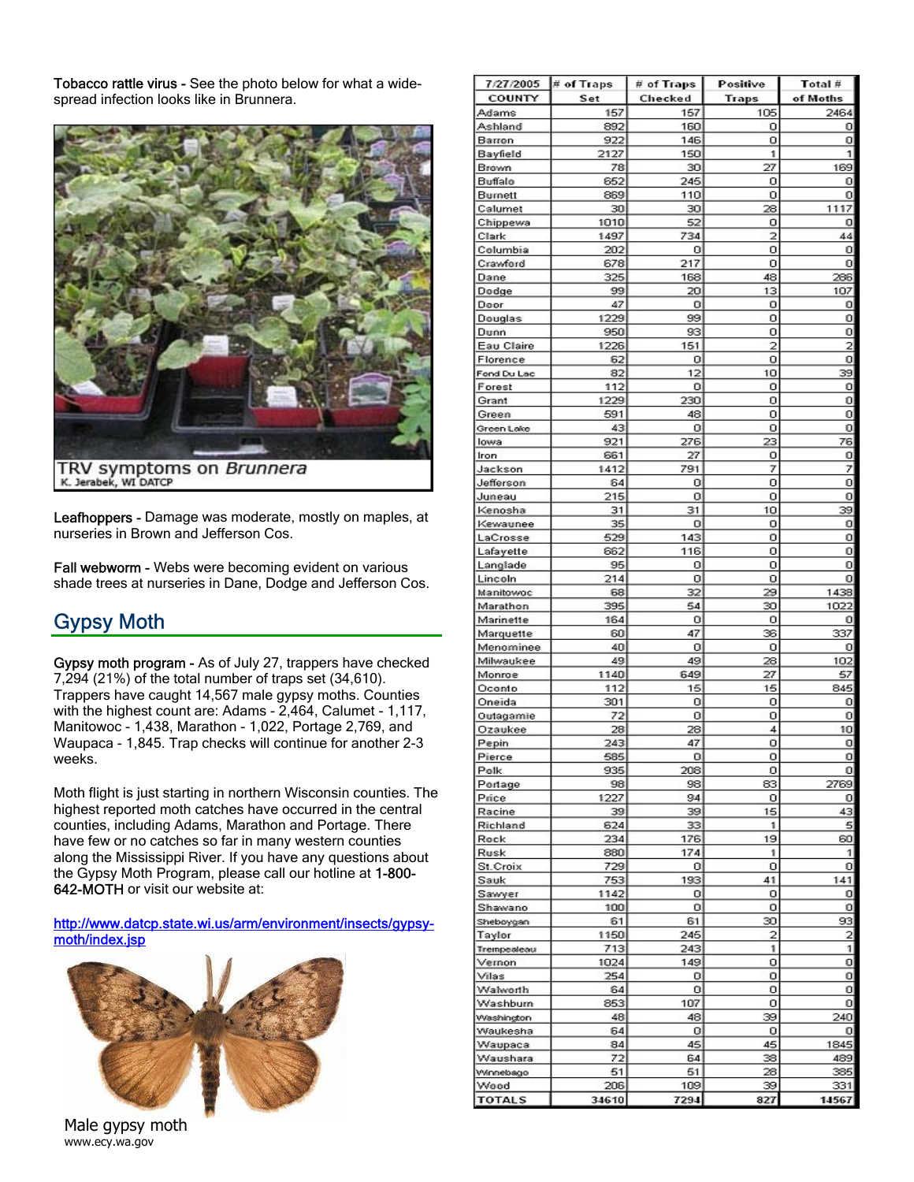**Tobacco rattle virus -** See the photo below for what a wide-spread infection looks like in Brunnera.

TRV symptoms on *Brunnera*
K. Jerabek, WI DATCP

**Leafhoppers -** Damage was moderate, mostly on maples, at nurseries in Brown and Jefferson Cos.

**Fall webworm -** Webs were becoming evident on various shade trees at nurseries in Dane, Dodge and Jefferson Cos.

## Gypsy Moth

**Gypsy moth program -** As of July 27, trappers have checked 7,294 (21%) of the total number of traps set (34,610). Trappers have caught 14,567 male gypsy moths. Counties with the highest count are: Adams - 2,464, Calumet - 1,117, Manitowoc - 1,438, Marathon - 1,022, Portage 2,769, and Waupaca - 1,845. Trap checks will continue for another 2-3 weeks.

Moth flight is just starting in northern Wisconsin counties. The highest reported moth catches have occurred in the central counties, including Adams, Marathon and Portage. There have few or no catches so far in many western counties along the Mississippi River. If you have any questions about the Gypsy Moth Program, please call our hotline at **1-800-642-MOTH** or visit our website at:

http://www.datcp.state.wi.us/arm/environment/insects/gypsy-moth/index.jsp

Male gypsy moth
www.ecy.wa.gov

| 7/27/2005 COUNTY | # of Traps Set | # of Traps Checked | Positive Traps | Total # of Moths |
|---|---|---|---|---|
| Adams | 157 | 157 | 105 | 2464 |
| Ashland | 892 | 160 | 0 | 0 |
| Barron | 922 | 146 | 0 | 0 |
| Bayfield | 2127 | 150 | 1 | 1 |
| Brown | 78 | 30 | 27 | 169 |
| Buffalo | 652 | 245 | 0 | 0 |
| Burnett | 869 | 110 | 0 | 0 |
| Calumet | 30 | 30 | 28 | 1117 |
| Chippewa | 1010 | 52 | 0 | 0 |
| Clark | 1497 | 734 | 2 | 44 |
| Columbia | 202 | 0 | 0 | 0 |
| Crawford | 678 | 217 | 0 | 0 |
| Dane | 325 | 168 | 48 | 286 |
| Dodge | 99 | 20 | 13 | 107 |
| Door | 47 | 0 | 0 | 0 |
| Douglas | 1229 | 99 | 0 | 0 |
| Dunn | 950 | 93 | 0 | 0 |
| Eau Claire | 1226 | 151 | 2 | 2 |
| Florence | 62 | 0 | 0 | 0 |
| Fond Du Lac | 82 | 12 | 10 | 39 |
| Forest | 112 | 0 | 0 | 0 |
| Grant | 1229 | 230 | 0 | 0 |
| Green | 591 | 48 | 0 | 0 |
| Green Lake | 43 | 0 | 0 | 0 |
| Iowa | 921 | 276 | 23 | 76 |
| Iron | 661 | 27 | 0 | 0 |
| Jackson | 1412 | 791 | 7 | 7 |
| Jefferson | 64 | 0 | 0 | 0 |
| Juneau | 215 | 0 | 0 | 0 |
| Kenosha | 31 | 31 | 10 | 39 |
| Kewaunee | 35 | 0 | 0 | 0 |
| LaCrosse | 529 | 143 | 0 | 0 |
| Lafayette | 662 | 116 | 0 | 0 |
| Langlade | 95 | 0 | 0 | 0 |
| Lincoln | 214 | 0 | 0 | 0 |
| Manitowoc | 68 | 32 | 29 | 1438 |
| Marathon | 395 | 54 | 30 | 1022 |
| Marinette | 164 | 0 | 0 | 0 |
| Marquette | 60 | 47 | 36 | 337 |
| Menominee | 40 | 0 | 0 | 0 |
| Milwaukee | 49 | 49 | 28 | 102 |
| Monroe | 1140 | 649 | 27 | 57 |
| Oconto | 112 | 15 | 15 | 845 |
| Oneida | 301 | 0 | 0 | 0 |
| Outagamie | 72 | 0 | 0 | 0 |
| Ozaukee | 28 | 28 | 4 | 10 |
| Pepin | 243 | 47 | 0 | 0 |
| Pierce | 585 | 0 | 0 | 0 |
| Polk | 935 | 208 | 0 | 0 |
| Portage | 98 | 98 | 83 | 2769 |
| Price | 1227 | 94 | 0 | 0 |
| Racine | 39 | 39 | 15 | 43 |
| Richland | 624 | 33 | 1 | 5 |
| Rock | 234 | 176 | 19 | 60 |
| Rusk | 880 | 174 | 1 | 1 |
| St.Croix | 729 | 0 | 0 | 0 |
| Sauk | 753 | 193 | 41 | 141 |
| Sawyer | 1142 | 0 | 0 | 0 |
| Shawano | 100 | 0 | 0 | 0 |
| Sheboygan | 61 | 61 | 30 | 93 |
| Taylor | 1150 | 245 | 2 | 2 |
| Trempealeau | 713 | 243 | 1 | 1 |
| Vernon | 1024 | 149 | 0 | 0 |
| Vilas | 254 | 0 | 0 | 0 |
| Walworth | 64 | 0 | 0 | 0 |
| Washburn | 853 | 107 | 0 | 0 |
| Washington | 48 | 48 | 39 | 240 |
| Waukesha | 64 | 0 | 0 | 0 |
| Waupaca | 84 | 45 | 45 | 1845 |
| Waushara | 72 | 64 | 38 | 489 |
| Winnebago | 51 | 51 | 28 | 385 |
| Wood | 206 | 109 | 39 | 331 |
| TOTALS | 34610 | 7294 | 827 | 14567 |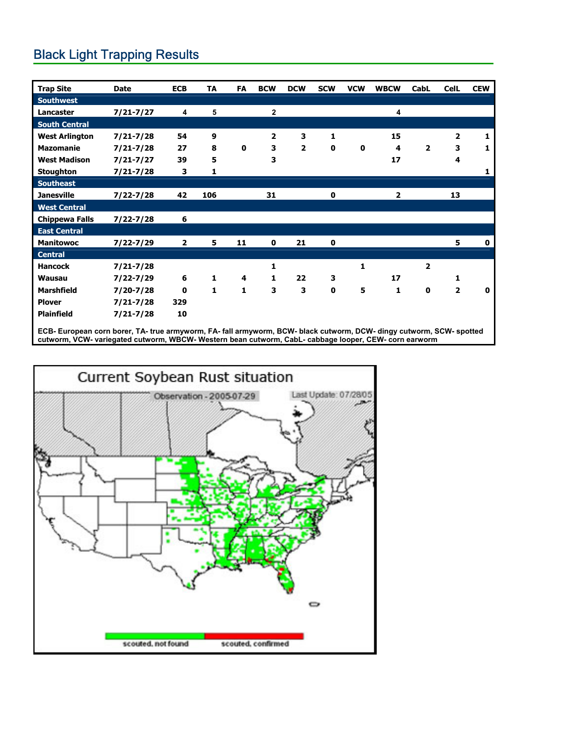## Black Light Trapping Results

| Trap Site | Date | ECB | TA | FA | BCW | DCW | SCW | VCW | WBCW | CabL | CelL | CEW |
|---|---|---|---|---|---|---|---|---|---|---|---|---|
| **Southwest** | | | | | | | | | | | | |
| Lancaster | 7/21-7/27 | 4 | 5 | | 2 | | | | 4 | | | |
| **South Central** | | | | | | | | | | | | |
| West Arlington | 7/21-7/28 | 54 | 9 | | 2 | 3 | 1 | | 15 | | 2 | 1 |
| Mazomanie | 7/21-7/28 | 27 | 8 | 0 | 3 | 2 | 0 | 0 | 4 | 2 | 3 | 1 |
| West Madison | 7/21-7/27 | 39 | 5 | | 3 | | | | 17 | | 4 | |
| Stoughton | 7/21-7/28 | 3 | 1 | | | | | | | | | 1 |
| **Southeast** | | | | | | | | | | | | |
| Janesville | 7/22-7/28 | 42 | 106 | | 31 | | 0 | | 2 | | 13 | |
| **West Central** | | | | | | | | | | | | |
| Chippewa Falls | 7/22-7/28 | 6 | | | | | | | | | | |
| **East Central** | | | | | | | | | | | | |
| Manitowoc | 7/22-7/29 | 2 | 5 | 11 | 0 | 21 | 0 | | | | 5 | 0 |
| **Central** | | | | | | | | | | | | |
| Hancock | 7/21-7/28 | | | | 1 | | | 1 | | 2 | | |
| Wausau | 7/22-7/29 | 6 | 1 | 4 | 1 | 22 | 3 | | 17 | | 1 | |
| Marshfield | 7/20-7/28 | 0 | 1 | 1 | 3 | 3 | 0 | 5 | 1 | 0 | 2 | 0 |
| Plover | 7/21-7/28 | 329 | | | | | | | | | | |
| Plainfield | 7/21-7/28 | 10 | | | | | | | | | | |

ECB- European corn borer, TA- true armyworm, FA- fall armyworm, BCW- black cutworm, DCW- dingy cutworm, SCW- spotted cutworm, VCW- variegated cutworm, WBCW- Western bean cutworm, CabL- cabbage looper, CEW- corn earworm

Current Soybean Rust situation

Observation - 2005-07-29 Last Update: 07/28/05

scouted, not found | scouted, confirmed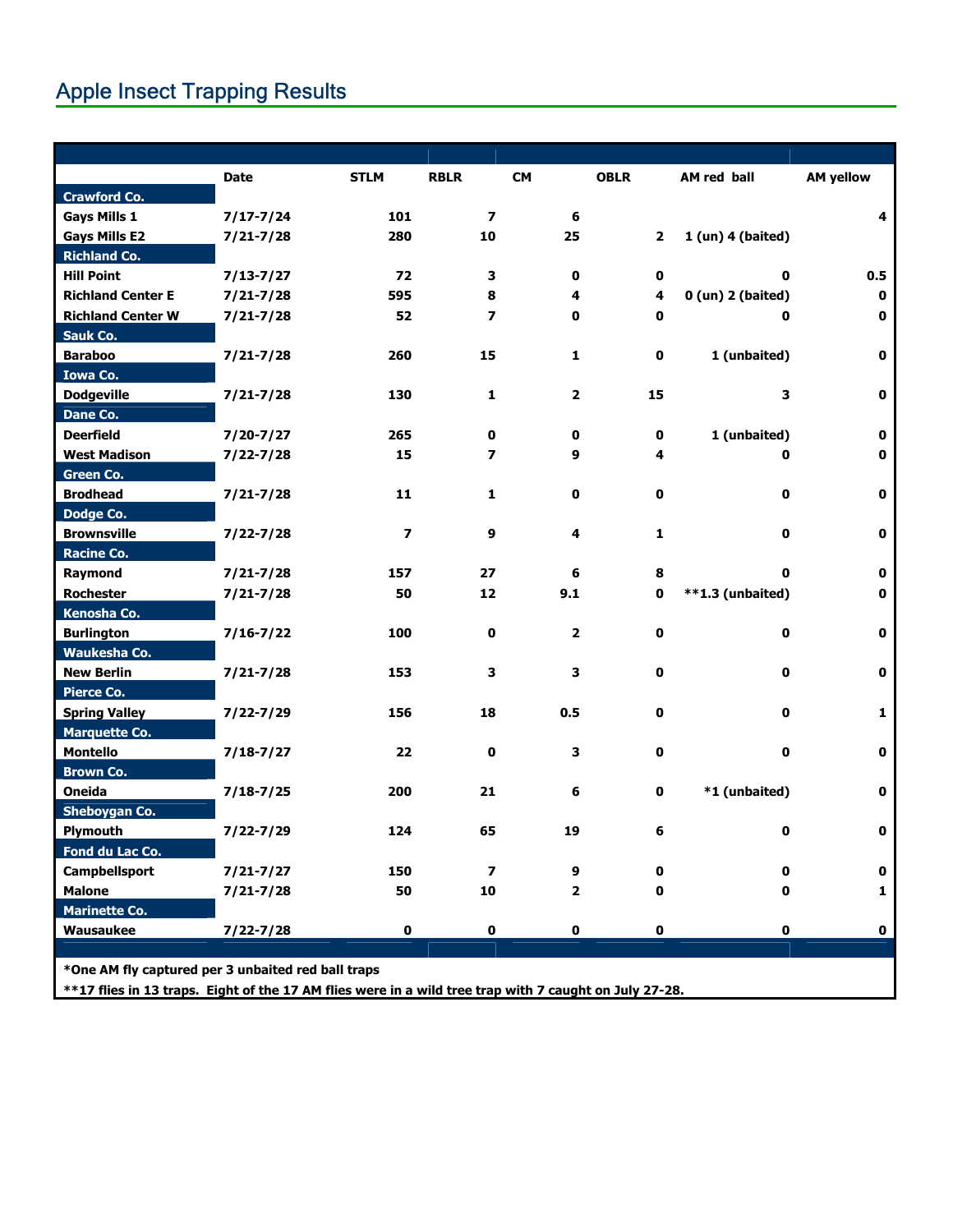## Apple Insect Trapping Results

| | Date | STLM | RBLR | CM | OBLR | AM red ball | AM yellow |
|---|---|---|---|---|---|---|---|
| **Crawford Co.** | | | | | | | |
| **Gays Mills 1** | **7/17-7/24** | **101** | **7** | **6** | | | **4** |
| **Gays Mills E2** | **7/21-7/28** | **280** | **10** | **25** | **2** | **1 (un) 4 (baited)** | |
| **Richland Co.** | | | | | | | |
| **Hill Point** | **7/13-7/27** | **72** | **3** | **0** | **0** | **0** | **0.5** |
| **Richland Center E** | **7/21-7/28** | **595** | **8** | **4** | **4** | **0 (un) 2 (baited)** | **0** |
| **Richland Center W** | **7/21-7/28** | **52** | **7** | **0** | **0** | **0** | **0** |
| **Sauk Co.** | | | | | | | |
| **Baraboo** | **7/21-7/28** | **260** | **15** | **1** | **0** | **1 (unbaited)** | **0** |
| **Iowa Co.** | | | | | | | |
| **Dodgeville** | **7/21-7/28** | **130** | **1** | **2** | **15** | **3** | **0** |
| **Dane Co.** | | | | | | | |
| **Deerfield** | **7/20-7/27** | **265** | **0** | **0** | **0** | **1 (unbaited)** | **0** |
| **West Madison** | **7/22-7/28** | **15** | **7** | **9** | **4** | **0** | **0** |
| **Green Co.** | | | | | | | |
| **Brodhead** | **7/21-7/28** | **11** | **1** | **0** | **0** | **0** | **0** |
| **Dodge Co.** | | | | | | | |
| **Brownsville** | **7/22-7/28** | **7** | **9** | **4** | **1** | **0** | **0** |
| **Racine Co.** | | | | | | | |
| **Raymond** | **7/21-7/28** | **157** | **27** | **6** | **8** | **0** | **0** |
| **Rochester** | **7/21-7/28** | **50** | **12** | **9.1** | **0** | **\*\*1.3 (unbaited)** | **0** |
| **Kenosha Co.** | | | | | | | |
| **Burlington** | **7/16-7/22** | **100** | **0** | **2** | **0** | **0** | **0** |
| **Waukesha Co.** | | | | | | | |
| **New Berlin** | **7/21-7/28** | **153** | **3** | **3** | **0** | **0** | **0** |
| **Pierce Co.** | | | | | | | |
| **Spring Valley** | **7/22-7/29** | **156** | **18** | **0.5** | **0** | **0** | **1** |
| **Marquette Co.** | | | | | | | |
| **Montello** | **7/18-7/27** | **22** | **0** | **3** | **0** | **0** | **0** |
| **Brown Co.** | | | | | | | |
| **Oneida** | **7/18-7/25** | **200** | **21** | **6** | **0** | **\*1 (unbaited)** | **0** |
| **Sheboygan Co.** | | | | | | | |
| **Plymouth** | **7/22-7/29** | **124** | **65** | **19** | **6** | **0** | **0** |
| **Fond du Lac Co.** | | | | | | | |
| **Campbellsport** | **7/21-7/27** | **150** | **7** | **9** | **0** | **0** | **0** |
| **Malone** | **7/21-7/28** | **50** | **10** | **2** | **0** | **0** | **1** |
| **Marinette Co.** | | | | | | | |
| **Wausaukee** | **7/22-7/28** | **0** | **0** | **0** | **0** | **0** | **0** |

**\*One AM fly captured per 3 unbaited red ball traps**

**\*\*17 flies in 13 traps. Eight of the 17 AM flies were in a wild tree trap with 7 caught on July 27-28.**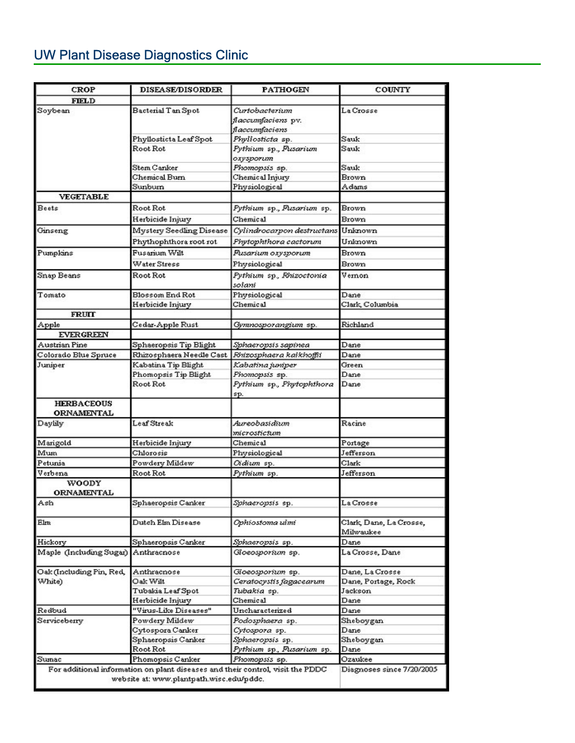## UW Plant Disease Diagnostics Clinic

| CROP | DISEASE/DISORDER | PATHOGEN | COUNTY |
|---|---|---|---|
| **FIELD** | | | |
| Soybean | Bacterial Tan Spot | *Curtobacterium flaccumfaciens* pv. *flaccumfaciens* | La Crosse |
| | Phyllosticta Leaf Spot | *Phyllosticta* sp. | Sauk |
| | Root Rot | *Pythium* sp., *Fusarium oxysporum* | Sauk |
| | Stem Canker | *Phomopsis* sp. | Sauk |
| | Chemical Burn | Chemical Injury | Brown |
| | Sunburn | Physiological | Adams |
| **VEGETABLE** | | | |
| Beets | Root Rot | *Pythium* sp., *Fusarium* sp. | Brown |
| | Herbicide Injury | Chemical | Brown |
| Ginseng | Mystery Seedling Disease | *Cylindrocarpon destructans* | Unknown |
| | Phythophthora root rot | *Phytophthora cactorum* | Unknown |
| Pumpkins | Fusarium Wilt | *Fusarium oxysporum* | Brown |
| | Water Stress | Physiological | Brown |
| Snap Beans | Root Rot | *Pythium* sp., *Rhizoctonia solani* | Vernon |
| Tomato | Blossom End Rot | Physiological | Dane |
| | Herbicide Injury | Chemical | Clark, Columbia |
| **FRUIT** | | | |
| Apple | Cedar-Apple Rust | *Gymnosporangium* sp. | Richland |
| **EVERGREEN** | | | |
| Austrian Pine | Sphaeropsis Tip Blight | *Sphaeropsis sapinea* | Dane |
| Colorado Blue Spruce | Rhizosphaera Needle Cast | *Rhizosphaera kalkhoffii* | Dane |
| Juniper | Kabatina Tip Blight | *Kabatina juniper* | Green |
| | Phomopsis Tip Blight | *Phomopsis* sp. | Dane |
| | Root Rot | *Pythium* sp., *Phytophthora* sp. | Dane |
| **HERBACEOUS ORNAMENTAL** | | | |
| Daylily | Leaf Streak | *Aureobasidium microstictum* | Racine |
| Marigold | Herbicide Injury | Chemical | Portage |
| Mum | Chlorosis | Physiological | Jefferson |
| Petunia | Powdery Mildew | *Oidium* sp. | Clark |
| Verbena | Root Rot | *Pythium* sp. | Jefferson |
| **WOODY ORNAMENTAL** | | | |
| Ash | Sphaeropsis Canker | *Sphaeropsis* sp. | La Crosse |
| Elm | Dutch Elm Disease | *Ophiostoma ulmi* | Clark, Dane, La Crosse, Milwaukee |
| Hickory | Sphaeropsis Canker | *Sphaeropsis* sp. | Dane |
| Maple (Including Sugar) | Anthracnose | *Gloeosporium* sp. | La Crosse, Dane |
| Oak (Including Pin, Red, White) | Anthracnose | *Gloeosporium* sp. | Dane, La Crosse |
| | Oak Wilt | *Ceratocystis fagacearum* | Dane, Portage, Rock |
| | Tubakia Leaf Spot | *Tubakia* sp. | Jackson |
| | Herbicide Injury | Chemical | Dane |
| Redbud | "Virus-Like Diseases" | Uncharacterized | Dane |
| Serviceberry | Powdery Mildew | *Podosphaera* sp. | Sheboygan |
| | Cytospora Canker | *Cytospora* sp. | Dane |
| | Sphaeropsis Canker | *Sphaeropsis* sp. | Sheboygan |
| | Root Rot | *Pythium* sp., *Fusarium* sp. | Dane |
| Sumac | Phomopsis Canker | *Phomopsis* sp. | Ozaukee |
| For additional information on plant diseases and their control, visit the PDDC website at: www.plantpath.wisc.edu/pddc. | | | Diagnoses since 7/20/2005 |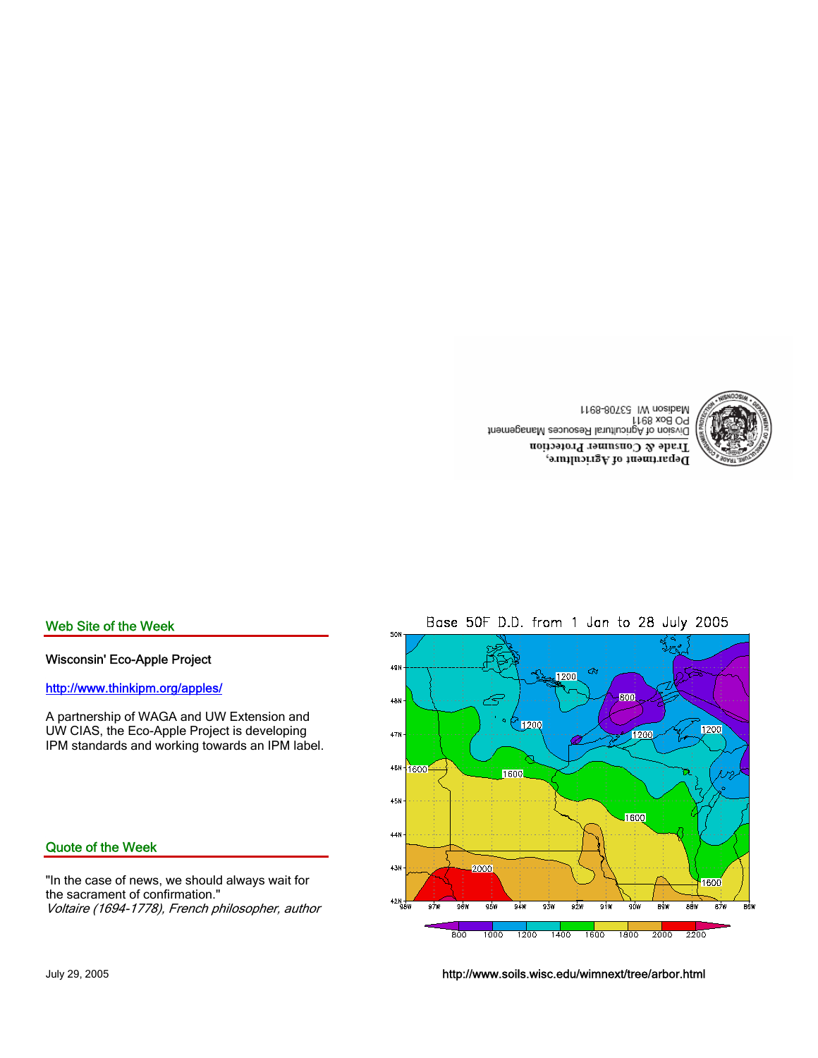Department of Agriculture,
Trade & Consumer Protection
Division of Agricultural Resouces Management
PO Box 8911
Madison WI 53708-8911

## Web Site of the Week

Wisconsin' Eco-Apple Project

http://www.thinkipm.org/apples/

A partnership of WAGA and UW Extension and UW CIAS, the Eco-Apple Project is developing IPM standards and working towards an IPM label.

## Quote of the Week

"In the case of news, we should always wait for the sacrament of confirmation."
*Voltaire (1694-1778), French philosopher, author*

Base 50F D.D. from 1 Jan to 28 July 2005

50N
49N
48N
47N
46N
45N
44N
43N
42N

98W 97W 96W 95W 94W 93W 92W 91W 90W 89W 88W 87W 86W

1200
800
1200
1200
1200
1600
1600
1600
2000
1600

800 1000 1200 1400 1600 1800 2000 2200

http://www.soils.wisc.edu/wimnext/tree/arbor.html

July 29, 2005